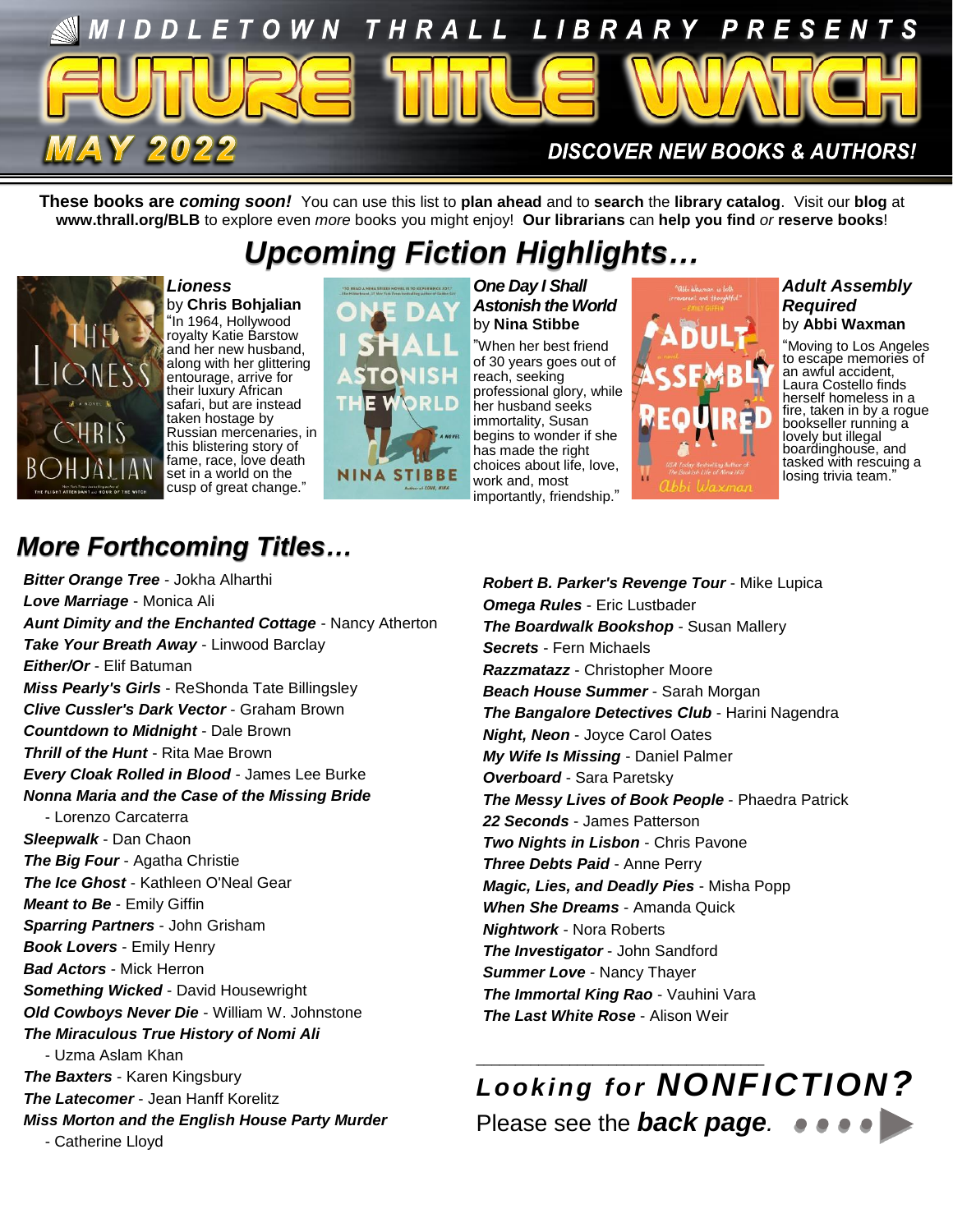MIDDLETOWN THRALL LIBRARY PRESENTS

# FUTURE TITLE WATCH

**MAY 2022**

**DISCOVER NEW BOOKS & AUTHORS!**

**These books are *coming soon!*** You can use this list to **plan ahead** and to **search** the **library catalog**. Visit our **blog** at **www.thrall.org/BLB** to explore even *more* books you might enjoy! **Our librarians** can **help you find** *or* **reserve books**!

## *Upcoming Fiction Highlights…*

***Lioness*** by **Chris Bohjalian**
"In 1964, Hollywood royalty Katie Barstow and her new husband, along with her glittering entourage, arrive for their luxury African safari, but are instead taken hostage by Russian mercenaries, in this blistering story of fame, race, love death set in a world on the cusp of great change."

***One Day I Shall Astonish the World*** by **Nina Stibbe**
"When her best friend of 30 years goes out of reach, seeking professional glory, while her husband seeks immortality, Susan begins to wonder if she has made the right choices about life, love, work and, most importantly, friendship."

***Adult Assembly Required*** by **Abbi Waxman**
"Moving to Los Angeles to escape memories of an awful accident, Laura Costello finds herself homeless in a fire, taken in by a rogue lovely but illegal boardinghouse, and tasked with rescuing a bookseller running a losing trivia team."

## *More Forthcoming Titles…*

***Bitter Orange Tree*** - Jokha Alharthi
***Love Marriage*** - Monica Ali
***Aunt Dimity and the Enchanted Cottage*** - Nancy Atherton
***Take Your Breath Away*** - Linwood Barclay
***Either/Or*** - Elif Batuman
***Miss Pearly's Girls*** - ReShonda Tate Billingsley
***Clive Cussler's Dark Vector*** - Graham Brown
***Countdown to Midnight*** - Dale Brown
***Thrill of the Hunt*** - Rita Mae Brown
***Every Cloak Rolled in Blood*** - James Lee Burke
***Nonna Maria and the Case of the Missing Bride*** - Lorenzo Carcaterra
***Sleepwalk*** - Dan Chaon
***The Big Four*** - Agatha Christie
***The Ice Ghost*** - Kathleen O'Neal Gear
***Meant to Be*** - Emily Giffin
***Sparring Partners*** - John Grisham
***Book Lovers*** - Emily Henry
***Bad Actors*** - Mick Herron
***Something Wicked*** - David Housewright
***Old Cowboys Never Die*** - William W. Johnstone
***The Miraculous True History of Nomi Ali*** - Uzma Aslam Khan
***The Baxters*** - Karen Kingsbury
***The Latecomer*** - Jean Hanff Korelitz
***Miss Morton and the English House Party Murder*** - Catherine Lloyd
***Robert B. Parker's Revenge Tour*** - Mike Lupica
***Omega Rules*** - Eric Lustbader
***The Boardwalk Bookshop*** - Susan Mallery
***Secrets*** - Fern Michaels
***Razzmatazz*** - Christopher Moore
***Beach House Summer*** - Sarah Morgan
***The Bangalore Detectives Club*** - Harini Nagendra
***Night, Neon*** - Joyce Carol Oates
***My Wife Is Missing*** - Daniel Palmer
***Overboard*** - Sara Paretsky
***The Messy Lives of Book People*** - Phaedra Patrick
***22 Seconds*** - James Patterson
***Two Nights in Lisbon*** - Chris Pavone
***Three Debts Paid*** - Anne Perry
***Magic, Lies, and Deadly Pies*** - Misha Popp
***When She Dreams*** - Amanda Quick
***Nightwork*** - Nora Roberts
***The Investigator*** - John Sandford
***Summer Love*** - Nancy Thayer
***The Immortal King Rao*** - Vauhini Vara
***The Last White Rose*** - Alison Weir

***Looking for NONFICTION?***
Please see the ***back page.***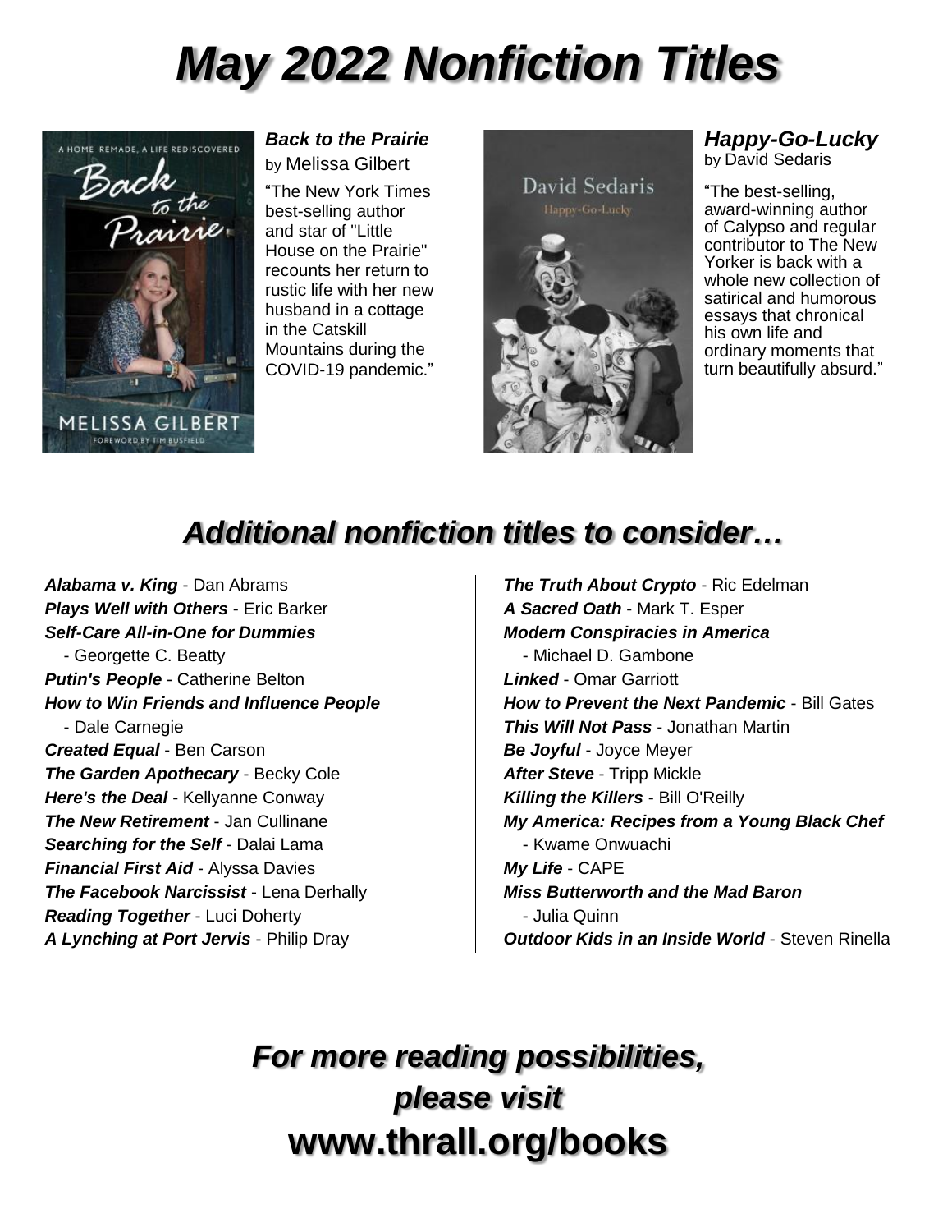# *May 2022 Nonfiction Titles*

***Back to the Prairie***
by Melissa Gilbert

"The New York Times best-selling author and star of "Little House on the Prairie" recounts her return to rustic life with her new husband in a cottage in the Catskill Mountains during the COVID-19 pandemic."

***Happy-Go-Lucky***
by David Sedaris

"The best-selling, award-winning author of Calypso and regular contributor to The New Yorker is back with a whole new collection of satirical and humorous essays that chronical his own life and ordinary moments that turn beautifully absurd."

## *Additional nonfiction titles to consider…*

***Alabama v. King*** - Dan Abrams
***Plays Well with Others*** - Eric Barker
***Self-Care All-in-One for Dummies*** - Georgette C. Beatty
***Putin's People*** - Catherine Belton
***How to Win Friends and Influence People*** - Dale Carnegie
***Created Equal*** - Ben Carson
***The Garden Apothecary*** - Becky Cole
***Here's the Deal*** - Kellyanne Conway
***The New Retirement*** - Jan Cullinane
***Searching for the Self*** - Dalai Lama
***Financial First Aid*** - Alyssa Davies
***The Facebook Narcissist*** - Lena Derhally
***Reading Together*** - Luci Doherty
***A Lynching at Port Jervis*** - Philip Dray
***The Truth About Crypto*** - Ric Edelman
***A Sacred Oath*** - Mark T. Esper
***Modern Conspiracies in America*** - Michael D. Gambone
***Linked*** - Omar Garriott
***How to Prevent the Next Pandemic*** - Bill Gates
***This Will Not Pass*** - Jonathan Martin
***Be Joyful*** - Joyce Meyer
***After Steve*** - Tripp Mickle
***Killing the Killers*** - Bill O'Reilly
***My America: Recipes from a Young Black Chef*** - Kwame Onwuachi
***My Life*** - CAPE
***Miss Butterworth and the Mad Baron*** - Julia Quinn
***Outdoor Kids in an Inside World*** - Steven Rinella

## *For more reading possibilities, please visit*
## **www.thrall.org/books**